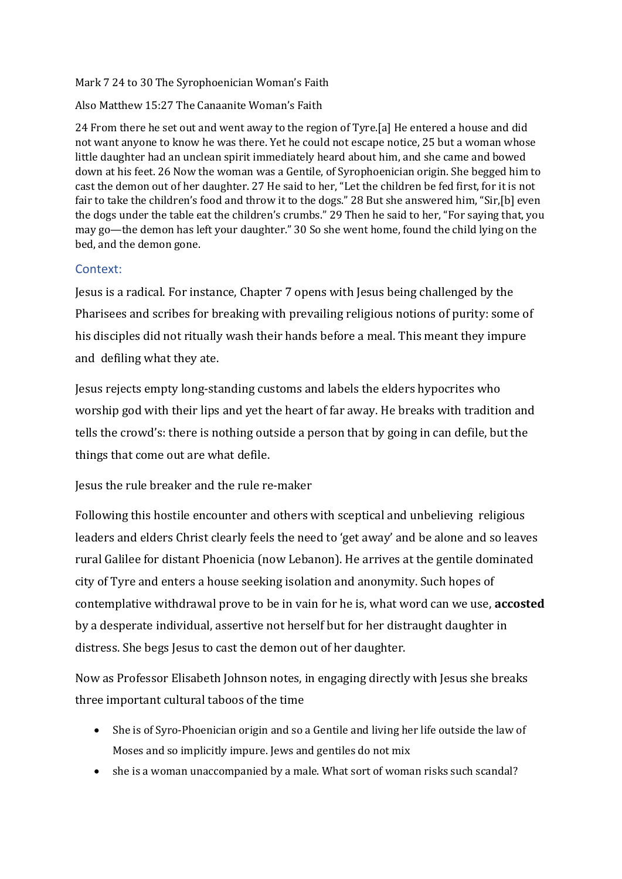Mark 7 24 to 30 The Syrophoenician Woman's Faith

Also Matthew 15:27 The Canaanite Woman's Faith

24 From there he set out and went away to the region of Tyre.[a] He entered a house and did not want anyone to know he was there. Yet he could not escape notice, 25 but a woman whose little daughter had an unclean spirit immediately heard about him, and she came and bowed down at his feet. 26 Now the woman was a Gentile, of Syrophoenician origin. She begged him to cast the demon out of her daughter. 27 He said to her, "Let the children be fed first, for it is not fair to take the children's food and throw it to the dogs." 28 But she answered him, "Sir,[b] even the dogs under the table eat the children's crumbs." 29 Then he said to her, "For saying that, you may go—the demon has left your daughter." 30 So she went home, found the child lying on the bed, and the demon gone.

## Context:

Jesus is a radical. For instance, Chapter 7 opens with Jesus being challenged by the Pharisees and scribes for breaking with prevailing religious notions of purity: some of his disciples did not ritually wash their hands before a meal. This meant they impure and defiling what they ate.

Jesus rejects empty long-standing customs and labels the elders hypocrites who worship god with their lips and yet the heart of far away. He breaks with tradition and tells the crowd's: there is nothing outside a person that by going in can defile, but the things that come out are what defile.

Jesus the rule breaker and the rule re-maker

Following this hostile encounter and others with sceptical and unbelieving religious leaders and elders Christ clearly feels the need to 'get away' and be alone and so leaves rural Galilee for distant Phoenicia (now Lebanon). He arrives at the gentile dominated city of Tyre and enters a house seeking isolation and anonymity. Such hopes of contemplative withdrawal prove to be in vain for he is, what word can we use, **accosted** by a desperate individual, assertive not herself but for her distraught daughter in distress. She begs Jesus to cast the demon out of her daughter.

Now as Professor Elisabeth Johnson notes, in engaging directly with Jesus she breaks three important cultural taboos of the time

- She is of Syro-Phoenician origin and so a Gentile and living her life outside the law of Moses and so implicitly impure. Jews and gentiles do not mix
- she is a woman unaccompanied by a male. What sort of woman risks such scandal?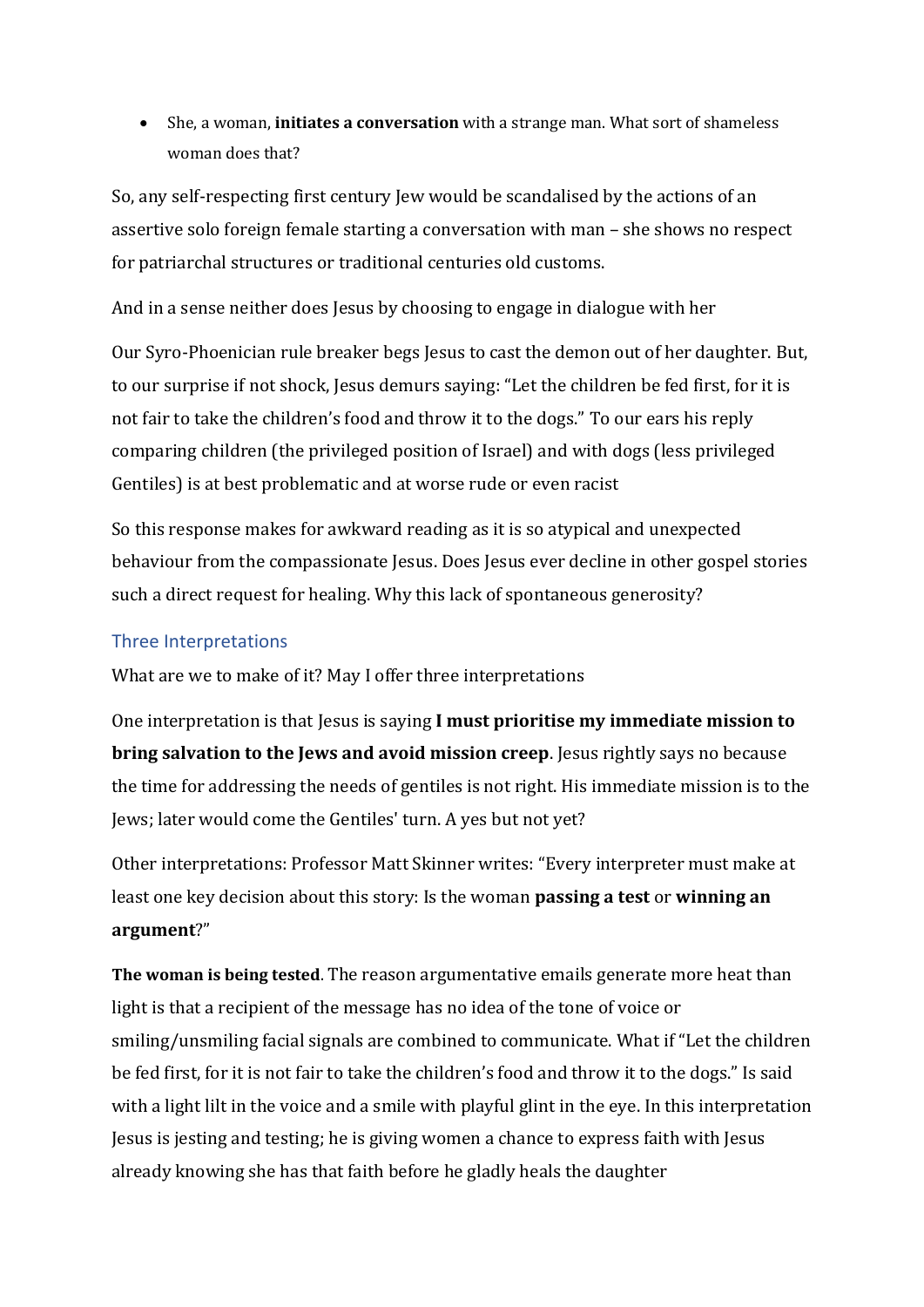- She, a woman, **initiates a conversation** with a strange man. What sort of shameless woman does that?

So, any self-respecting first century Jew would be scandalised by the actions of an assertive solo foreign female starting a conversation with man – she shows no respect for patriarchal structures or traditional centuries old customs.

And in a sense neither does Jesus by choosing to engage in dialogue with her

Our Syro-Phoenician rule breaker begs Jesus to cast the demon out of her daughter. But, to our surprise if not shock, Jesus demurs saying: "Let the children be fed first, for it is not fair to take the children's food and throw it to the dogs." To our ears his reply comparing children (the privileged position of Israel) and with dogs (less privileged Gentiles) is at best problematic and at worse rude or even racist

So this response makes for awkward reading as it is so atypical and unexpected behaviour from the compassionate Jesus. Does Jesus ever decline in other gospel stories such a direct request for healing. Why this lack of spontaneous generosity?

## Three Interpretations

What are we to make of it? May I offer three interpretations

One interpretation is that Jesus is saying **I must prioritise my immediate mission to bring salvation to the Jews and avoid mission creep**. Jesus rightly says no because the time for addressing the needs of gentiles is not right. His immediate mission is to the Jews; later would come the Gentiles' turn. A yes but not yet?

Other interpretations: Professor Matt Skinner writes: "Every interpreter must make at least one key decision about this story: Is the woman **passing a test** or **winning an argument**?"

**The woman is being tested**. The reason argumentative emails generate more heat than light is that a recipient of the message has no idea of the tone of voice or smiling/unsmiling facial signals are combined to communicate. What if "Let the children be fed first, for it is not fair to take the children's food and throw it to the dogs." Is said with a light lilt in the voice and a smile with playful glint in the eye. In this interpretation Jesus is jesting and testing; he is giving women a chance to express faith with Jesus already knowing she has that faith before he gladly heals the daughter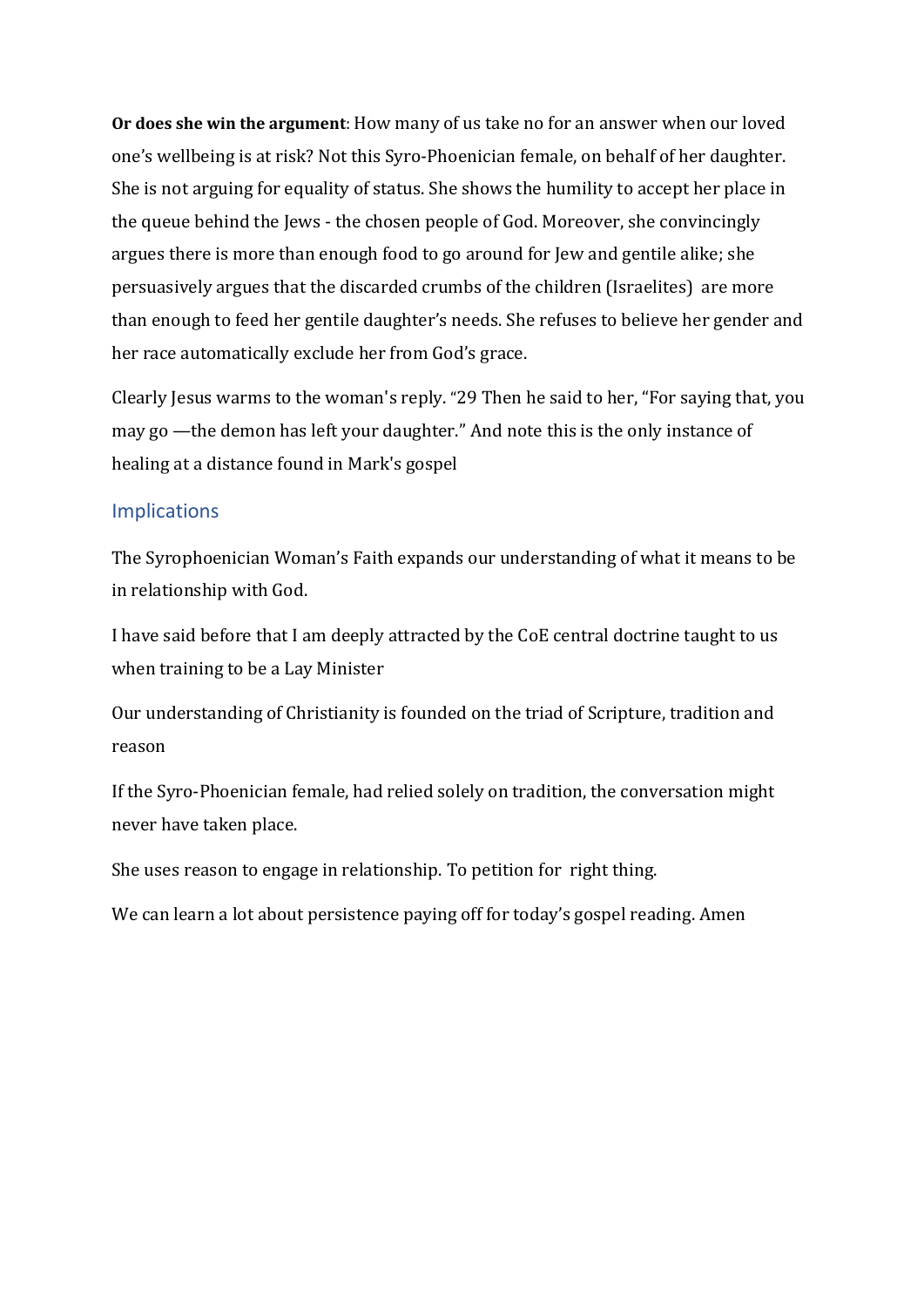**Or does she win the argument**: How many of us take no for an answer when our loved one's wellbeing is at risk? Not this Syro-Phoenician female, on behalf of her daughter. She is not arguing for equality of status. She shows the humility to accept her place in the queue behind the Jews - the chosen people of God. Moreover, she convincingly argues there is more than enough food to go around for Jew and gentile alike; she persuasively argues that the discarded crumbs of the children (Israelites)  are more than enough to feed her gentile daughter's needs. She refuses to believe her gender and her race automatically exclude her from God's grace.

Clearly Jesus warms to the woman's reply. "29 Then he said to her, "For saying that, you may go —the demon has left your daughter." And note this is the only instance of healing at a distance found in Mark's gospel

## Implications

The Syrophoenician Woman's Faith expands our understanding of what it means to be in relationship with God.

I have said before that I am deeply attracted by the CoE central doctrine taught to us when training to be a Lay Minister

Our understanding of Christianity is founded on the triad of Scripture, tradition and reason

If the Syro-Phoenician female, had relied solely on tradition, the conversation might never have taken place.

She uses reason to engage in relationship. To petition for  right thing.

We can learn a lot about persistence paying off for today's gospel reading. Amen